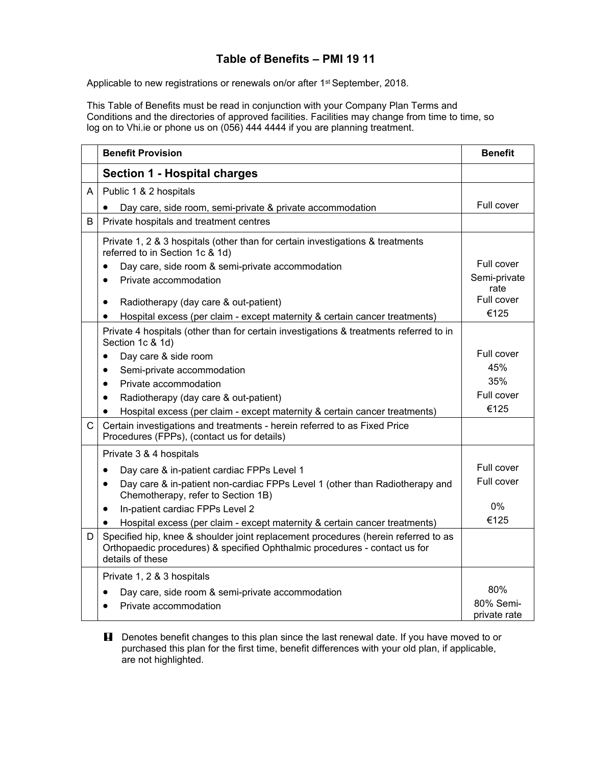# Table of Benefits – PMI 19 11

Applicable to new registrations or renewals on/or after 1st September, 2018.

This Table of Benefits must be read in conjunction with your Company Plan Terms and Conditions and the directories of approved facilities. Facilities may change from time to time, so log on to Vhi.ie or phone us on (056) 444 4444 if you are planning treatment.

| | Benefit Provision | Benefit |
|---|---|---|
| | **Section 1 - Hospital charges** | |
| A | Public 1 & 2 hospitals | |
| | • Day care, side room, semi-private & private accommodation | Full cover |
| B | Private hospitals and treatment centres | |
| | Private 1, 2 & 3 hospitals (other than for certain investigations & treatments referred to in Section 1c & 1d) | |
| | • Day care, side room & semi-private accommodation | Full cover |
| | • Private accommodation | Semi-private rate |
| | • Radiotherapy (day care & out-patient) | Full cover |
| | • Hospital excess (per claim - except maternity & certain cancer treatments) | €125 |
| | Private 4 hospitals (other than for certain investigations & treatments referred to in Section 1c & 1d) | |
| | • Day care & side room | Full cover |
| | • Semi-private accommodation | 45% |
| | • Private accommodation | 35% |
| | • Radiotherapy (day care & out-patient) | Full cover |
| | • Hospital excess (per claim - except maternity & certain cancer treatments) | €125 |
| C | Certain investigations and treatments - herein referred to as Fixed Price Procedures (FPPs), (contact us for details) | |
| | Private 3 & 4 hospitals | |
| | • Day care & in-patient cardiac FPPs Level 1 | Full cover |
| | • Day care & in-patient non-cardiac FPPs Level 1 (other than Radiotherapy and Chemotherapy, refer to Section 1B) | Full cover |
| | • In-patient cardiac FPPs Level 2 | 0% |
| | • Hospital excess (per claim - except maternity & certain cancer treatments) | €125 |
| D | Specified hip, knee & shoulder joint replacement procedures (herein referred to as Orthopaedic procedures) & specified Ophthalmic procedures - contact us for details of these | |
| | Private 1, 2 & 3 hospitals | |
| | • Day care, side room & semi-private accommodation | 80% |
| | • Private accommodation | 80% Semi-private rate |

**!** Denotes benefit changes to this plan since the last renewal date. If you have moved to or purchased this plan for the first time, benefit differences with your old plan, if applicable, are not highlighted.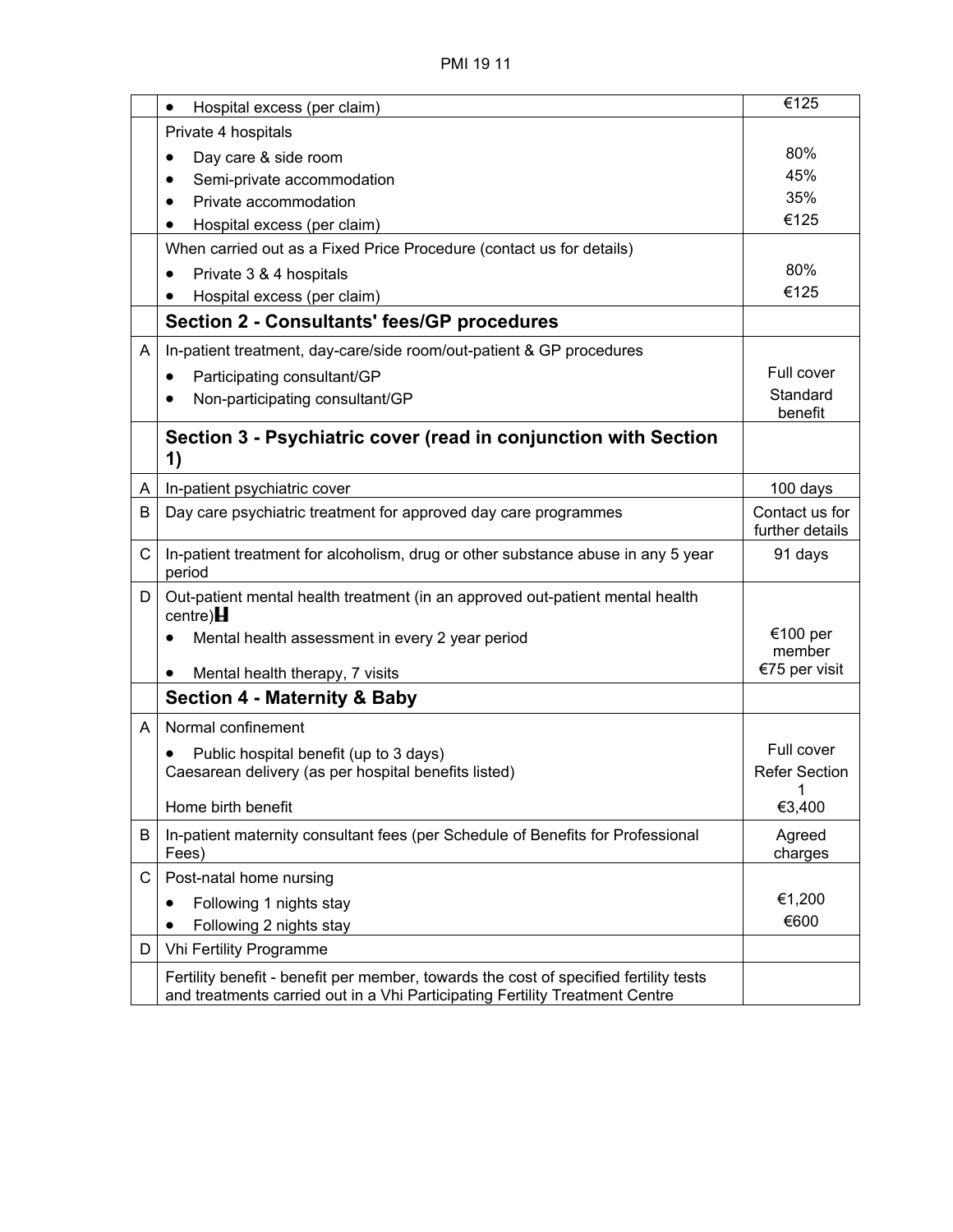| | | |
|---|---|---|
| | • Hospital excess (per claim) | €125 |
| | Private 4 hospitals<br>• Day care & side room<br>• Semi-private accommodation<br>• Private accommodation<br>• Hospital excess (per claim) | <br>80%<br>45%<br>35%<br>€125 |
| | When carried out as a Fixed Price Procedure (contact us for details)<br>• Private 3 & 4 hospitals<br>• Hospital excess (per claim) | <br>80%<br>€125 |
| | **Section 2 - Consultants' fees/GP procedures** | |
| A | In-patient treatment, day-care/side room/out-patient & GP procedures<br>• Participating consultant/GP<br>• Non-participating consultant/GP | <br>Full cover<br>Standard benefit |
| | **Section 3 - Psychiatric cover (read in conjunction with Section 1)** | |
| A | In-patient psychiatric cover | 100 days |
| B | Day care psychiatric treatment for approved day care programmes | Contact us for further details |
| C | In-patient treatment for alcoholism, drug or other substance abuse in any 5 year period | 91 days |
| D | Out-patient mental health treatment (in an approved out-patient mental health centre)<br>• Mental health assessment in every 2 year period<br>• Mental health therapy, 7 visits | <br>€100 per member<br>€75 per visit |
| | **Section 4 - Maternity & Baby** | |
| A | Normal confinement<br>• Public hospital benefit (up to 3 days)<br>Caesarean delivery (as per hospital benefits listed)<br>Home birth benefit | <br>Full cover<br>Refer Section 1<br>€3,400 |
| B | In-patient maternity consultant fees (per Schedule of Benefits for Professional Fees) | Agreed charges |
| C | Post-natal home nursing<br>• Following 1 nights stay<br>• Following 2 nights stay | <br>€1,200<br>€600 |
| D | Vhi Fertility Programme | |
| | Fertility benefit - benefit per member, towards the cost of specified fertility tests and treatments carried out in a Vhi Participating Fertility Treatment Centre | |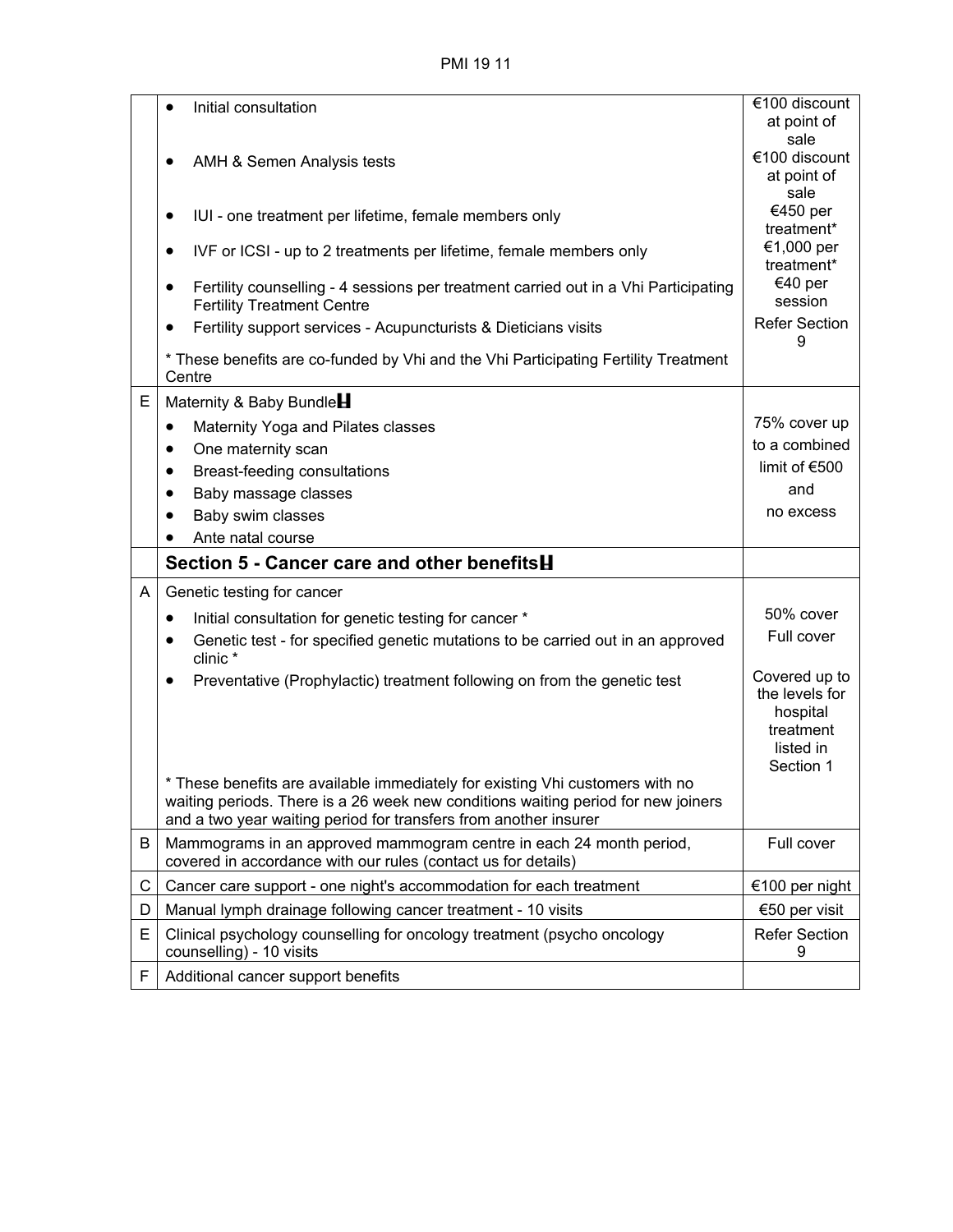| | | |
|---|---|---|
| | • Initial consultation | €100 discount at point of sale |
| | • AMH & Semen Analysis tests | €100 discount at point of sale |
| | • IUI - one treatment per lifetime, female members only | €450 per treatment* |
| | • IVF or ICSI - up to 2 treatments per lifetime, female members only | €1,000 per treatment* |
| | • Fertility counselling - 4 sessions per treatment carried out in a Vhi Participating Fertility Treatment Centre | €40 per session |
| | • Fertility support services - Acupuncturists & Dieticians visits | Refer Section 9 |
| | * These benefits are co-funded by Vhi and the Vhi Participating Fertility Treatment Centre | |
| E | Maternity & Baby Bundle<br>• Maternity Yoga and Pilates classes<br>• One maternity scan<br>• Breast-feeding consultations<br>• Baby massage classes<br>• Baby swim classes<br>• Ante natal course | 75% cover up to a combined limit of €500 and no excess |
| | **Section 5 - Cancer care and other benefits** | |
| A | Genetic testing for cancer | |
| | • Initial consultation for genetic testing for cancer * | 50% cover |
| | • Genetic test - for specified genetic mutations to be carried out in an approved clinic * | Full cover |
| | • Preventative (Prophylactic) treatment following on from the genetic test | Covered up to the levels for hospital treatment listed in Section 1 |
| | * These benefits are available immediately for existing Vhi customers with no waiting periods. There is a 26 week new conditions waiting period for new joiners and a two year waiting period for transfers from another insurer | |
| B | Mammograms in an approved mammogram centre in each 24 month period, covered in accordance with our rules (contact us for details) | Full cover |
| C | Cancer care support - one night's accommodation for each treatment | €100 per night |
| D | Manual lymph drainage following cancer treatment - 10 visits | €50 per visit |
| E | Clinical psychology counselling for oncology treatment (psycho oncology counselling) - 10 visits | Refer Section 9 |
| F | Additional cancer support benefits | |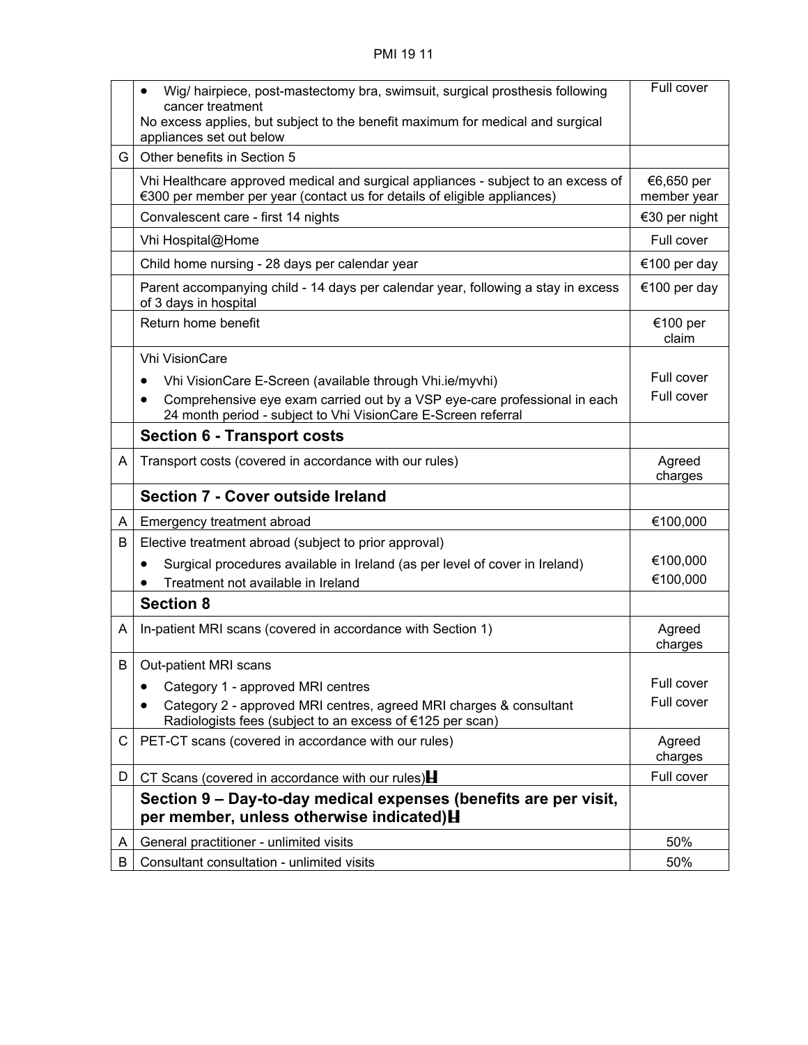| | | |
|---|---|---|
| | • Wig/ hairpiece, post-mastectomy bra, swimsuit, surgical prosthesis following cancer treatment<br>No excess applies, but subject to the benefit maximum for medical and surgical appliances set out below | Full cover |
| G | Other benefits in Section 5 | |
| | Vhi Healthcare approved medical and surgical appliances - subject to an excess of €300 per member per year (contact us for details of eligible appliances) | €6,650 per member year |
| | Convalescent care - first 14 nights | €30 per night |
| | Vhi Hospital@Home | Full cover |
| | Child home nursing - 28 days per calendar year | €100 per day |
| | Parent accompanying child - 14 days per calendar year, following a stay in excess of 3 days in hospital | €100 per day |
| | Return home benefit | €100 per claim |
| | Vhi VisionCare<br>• Vhi VisionCare E-Screen (available through Vhi.ie/myvhi)<br>• Comprehensive eye exam carried out by a VSP eye-care professional in each 24 month period - subject to Vhi VisionCare E-Screen referral | <br>Full cover<br>Full cover |
| | **Section 6 - Transport costs** | |
| A | Transport costs (covered in accordance with our rules) | Agreed charges |
| | **Section 7 - Cover outside Ireland** | |
| A | Emergency treatment abroad | €100,000 |
| B | Elective treatment abroad (subject to prior approval)<br>• Surgical procedures available in Ireland (as per level of cover in Ireland)<br>• Treatment not available in Ireland | <br>€100,000<br>€100,000 |
| | **Section 8** | |
| A | In-patient MRI scans (covered in accordance with Section 1) | Agreed charges |
| B | Out-patient MRI scans<br>• Category 1 - approved MRI centres<br>• Category 2 - approved MRI centres, agreed MRI charges & consultant Radiologists fees (subject to an excess of €125 per scan) | <br>Full cover<br>Full cover |
| C | PET-CT scans (covered in accordance with our rules) | Agreed charges |
| D | CT Scans (covered in accordance with our rules)H | Full cover |
| | **Section 9 – Day-to-day medical expenses (benefits are per visit, per member, unless otherwise indicated)H** | |
| A | General practitioner - unlimited visits | 50% |
| B | Consultant consultation - unlimited visits | 50% |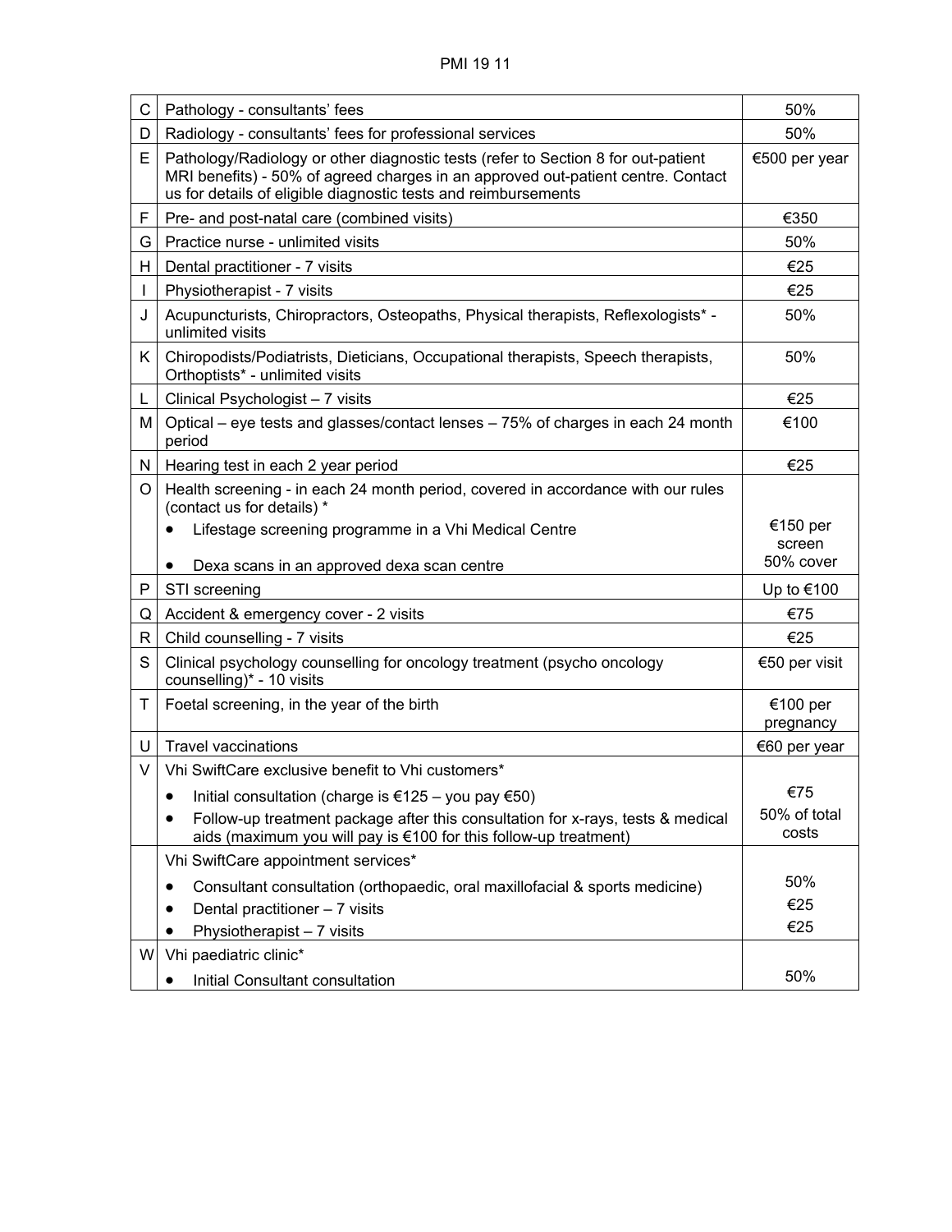| | | |
|---|---|---|
| C | Pathology - consultants' fees | 50% |
| D | Radiology - consultants' fees for professional services | 50% |
| E | Pathology/Radiology or other diagnostic tests (refer to Section 8 for out-patient MRI benefits) - 50% of agreed charges in an approved out-patient centre. Contact us for details of eligible diagnostic tests and reimbursements | €500 per year |
| F | Pre- and post-natal care (combined visits) | €350 |
| G | Practice nurse - unlimited visits | 50% |
| H | Dental practitioner - 7 visits | €25 |
| I | Physiotherapist - 7 visits | €25 |
| J | Acupuncturists, Chiropractors, Osteopaths, Physical therapists, Reflexologists* - unlimited visits | 50% |
| K | Chiropodists/Podiatrists, Dieticians, Occupational therapists, Speech therapists, Orthoptists* - unlimited visits | 50% |
| L | Clinical Psychologist – 7 visits | €25 |
| M | Optical – eye tests and glasses/contact lenses – 75% of charges in each 24 month period | €100 |
| N | Hearing test in each 2 year period | €25 |
| O | Health screening - in each 24 month period, covered in accordance with our rules (contact us for details) *<br>• Lifestage screening programme in a Vhi Medical Centre<br>• Dexa scans in an approved dexa scan centre | <br>€150 per screen<br>50% cover |
| P | STI screening | Up to €100 |
| Q | Accident & emergency cover - 2 visits | €75 |
| R | Child counselling - 7 visits | €25 |
| S | Clinical psychology counselling for oncology treatment (psycho oncology counselling)* - 10 visits | €50 per visit |
| T | Foetal screening, in the year of the birth | €100 per pregnancy |
| U | Travel vaccinations | €60 per year |
| V | Vhi SwiftCare exclusive benefit to Vhi customers*<br>• Initial consultation (charge is €125 – you pay €50)<br>• Follow-up treatment package after this consultation for x-rays, tests & medical aids (maximum you will pay is €100 for this follow-up treatment) | <br>€75<br>50% of total costs |
| | Vhi SwiftCare appointment services*<br>• Consultant consultation (orthopaedic, oral maxillofacial & sports medicine)<br>• Dental practitioner – 7 visits<br>• Physiotherapist – 7 visits | <br>50%<br>€25<br>€25 |
| W | Vhi paediatric clinic*<br>• Initial Consultant consultation | <br>50% |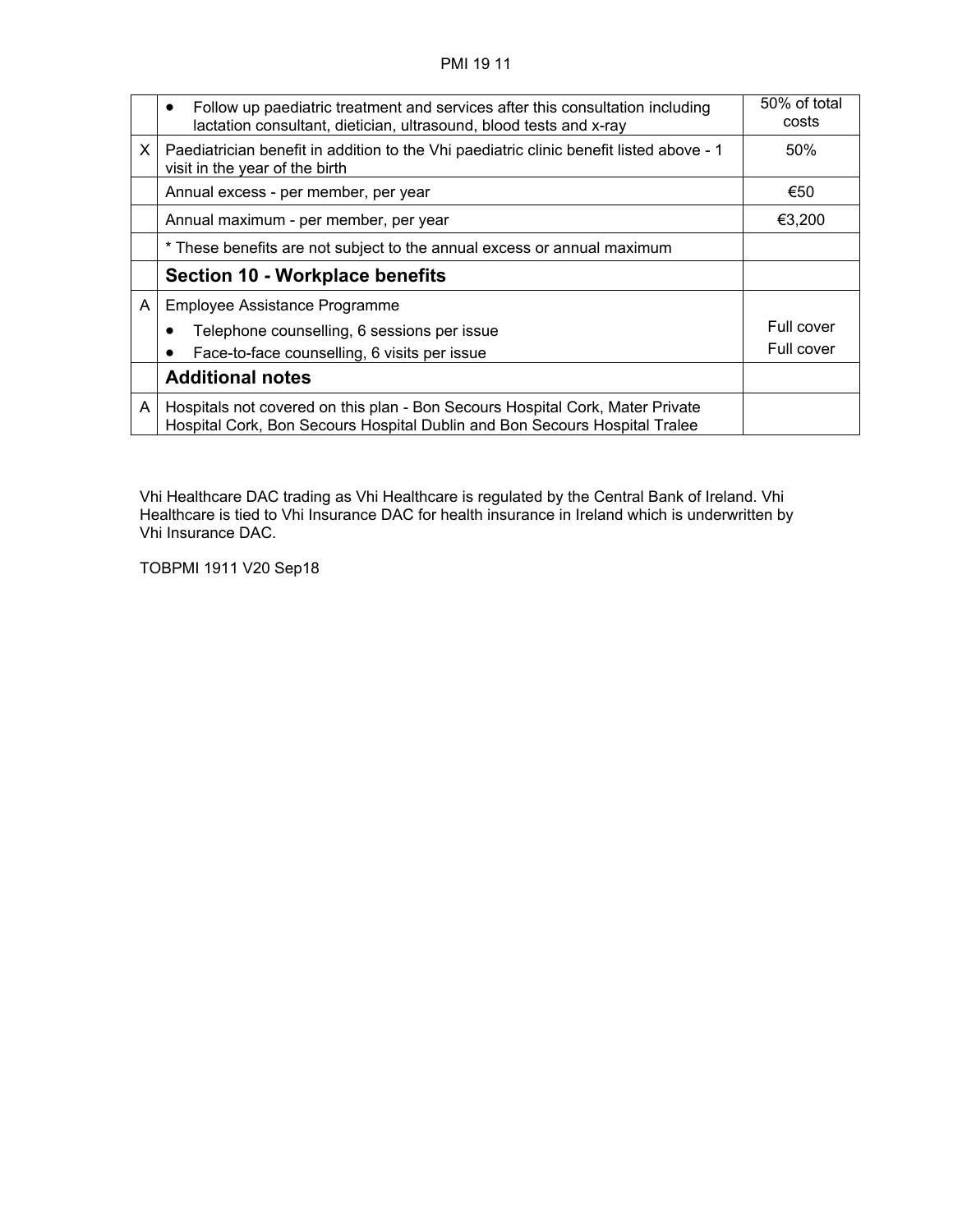| | | |
|---|---|---|
| | • Follow up paediatric treatment and services after this consultation including lactation consultant, dietician, ultrasound, blood tests and x-ray | 50% of total costs |
| X | Paediatrician benefit in addition to the Vhi paediatric clinic benefit listed above - 1 visit in the year of the birth | 50% |
| | Annual excess - per member, per year | €50 |
| | Annual maximum - per member, per year | €3,200 |
| | * These benefits are not subject to the annual excess or annual maximum | |
| | **Section 10 - Workplace benefits** | |
| A | Employee Assistance Programme<br>• Telephone counselling, 6 sessions per issue<br>• Face-to-face counselling, 6 visits per issue | <br>Full cover<br>Full cover |
| | **Additional notes** | |
| A | Hospitals not covered on this plan - Bon Secours Hospital Cork, Mater Private Hospital Cork, Bon Secours Hospital Dublin and Bon Secours Hospital Tralee | |

Vhi Healthcare DAC trading as Vhi Healthcare is regulated by the Central Bank of Ireland. Vhi Healthcare is tied to Vhi Insurance DAC for health insurance in Ireland which is underwritten by Vhi Insurance DAC.

TOBPMI 1911 V20 Sep18